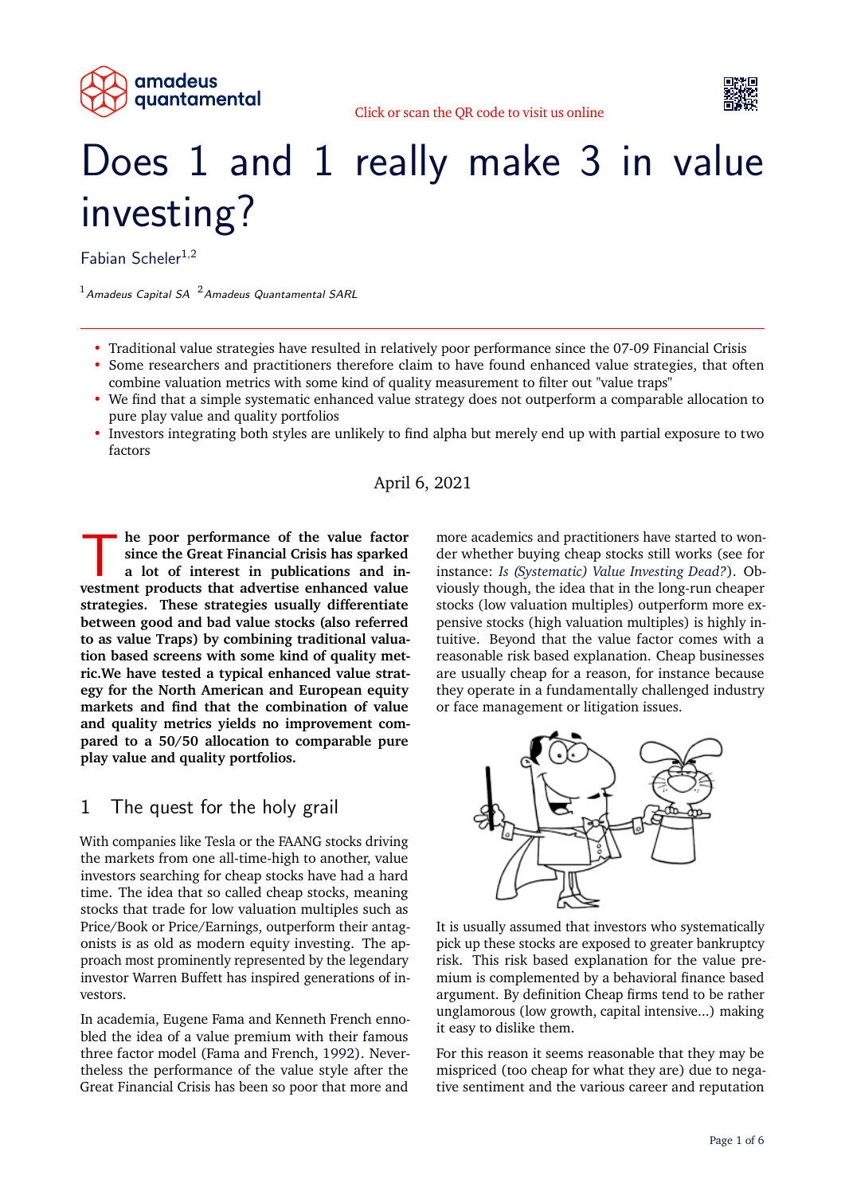Click or scan the QR code to visit us online

# Does 1 and 1 really make 3 in value investing?

Fabian Scheler[1,2]

[1] *Amadeus Capital SA* [2] *Amadeus Quantamental SARL*

- Traditional value strategies have resulted in relatively poor performance since the 07-09 Financial Crisis
- Some researchers and practitioners therefore claim to have found enhanced value strategies, that often combine valuation metrics with some kind of quality measurement to filter out "value traps"
- We find that a simple systematic enhanced value strategy does not outperform a comparable allocation to pure play value and quality portfolios
- Investors integrating both styles are unlikely to find alpha but merely end up with partial exposure to two factors

April 6, 2021

**The poor performance of the value factor since the Great Financial Crisis has sparked a lot of interest in publications and investment products that advertise enhanced value strategies. These strategies usually differentiate between good and bad value stocks (also referred to as value Traps) by combining traditional valuation based screens with some kind of quality metric.We have tested a typical enhanced value strategy for the North American and European equity markets and find that the combination of value and quality metrics yields no improvement compared to a 50/50 allocation to comparable pure play value and quality portfolios.**

## 1 The quest for the holy grail

With companies like Tesla or the FAANG stocks driving the markets from one all-time-high to another, value investors searching for cheap stocks have had a hard time. The idea that so called cheap stocks, meaning stocks that trade for low valuation multiples such as Price/Book or Price/Earnings, outperform their antagonists is as old as modern equity investing. The approach most prominently represented by the legendary investor Warren Buffett has inspired generations of investors.

In academia, Eugene Fama and Kenneth French ennobled the idea of a value premium with their famous three factor model (Fama and French, 1992). Nevertheless the performance of the value style after the Great Financial Crisis has been so poor that more and more academics and practitioners have started to wonder whether buying cheap stocks still works (see for instance: *Is (Systematic) Value Investing Dead?*). Obviously though, the idea that in the long-run cheaper stocks (low valuation multiples) outperform more expensive stocks (high valuation multiples) is highly intuitive. Beyond that the value factor comes with a reasonable risk based explanation. Cheap businesses are usually cheap for a reason, for instance because they operate in a fundamentally challenged industry or face management or litigation issues.

It is usually assumed that investors who systematically pick up these stocks are exposed to greater bankruptcy risk. This risk based explanation for the value premium is complemented by a behavioral finance based argument. By definition Cheap firms tend to be rather unglamorous (low growth, capital intensive...) making it easy to dislike them.

For this reason it seems reasonable that they may be mispriced (too cheap for what they are) due to negative sentiment and the various career and reputation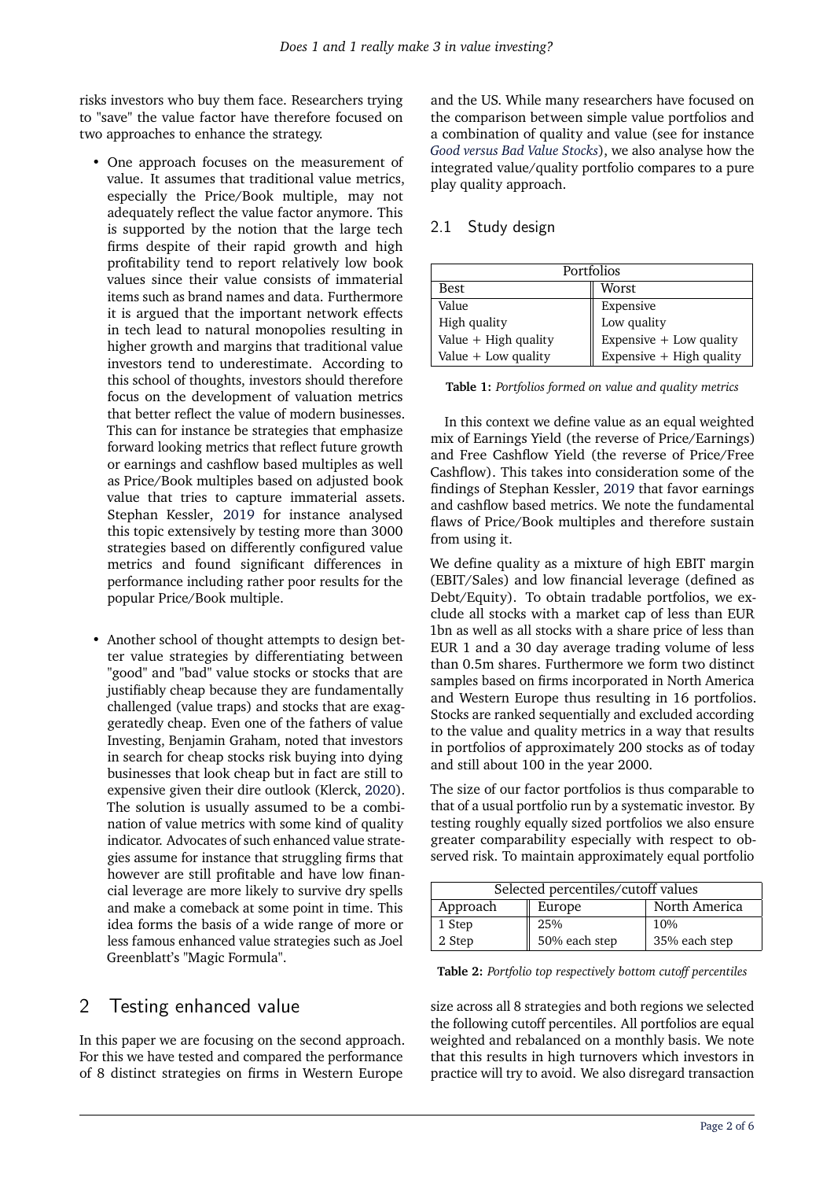risks investors who buy them face. Researchers trying to "save" the value factor have therefore focused on two approaches to enhance the strategy.

- One approach focuses on the measurement of value. It assumes that traditional value metrics, especially the Price/Book multiple, may not adequately reflect the value factor anymore. This is supported by the notion that the large tech firms despite of their rapid growth and high profitability tend to report relatively low book values since their value consists of immaterial items such as brand names and data. Furthermore it is argued that the important network effects in tech lead to natural monopolies resulting in higher growth and margins that traditional value investors tend to underestimate. According to this school of thoughts, investors should therefore focus on the development of valuation metrics that better reflect the value of modern businesses. This can for instance be strategies that emphasize forward looking metrics that reflect future growth or earnings and cashflow based multiples as well as Price/Book multiples based on adjusted book value that tries to capture immaterial assets. Stephan Kessler, 2019 for instance analysed this topic extensively by testing more than 3000 strategies based on differently configured value metrics and found significant differences in performance including rather poor results for the popular Price/Book multiple.

- Another school of thought attempts to design better value strategies by differentiating between "good" and "bad" value stocks or stocks that are justifiably cheap because they are fundamentally challenged (value traps) and stocks that are exaggeratedly cheap. Even one of the fathers of value Investing, Benjamin Graham, noted that investors in search for cheap stocks risk buying into dying businesses that look cheap but in fact are still to expensive given their dire outlook (Klerck, 2020). The solution is usually assumed to be a combination of value metrics with some kind of quality indicator. Advocates of such enhanced value strategies assume for instance that struggling firms that however are still profitable and have low financial leverage are more likely to survive dry spells and make a comeback at some point in time. This idea forms the basis of a wide range of more or less famous enhanced value strategies such as Joel Greenblatt's "Magic Formula".

## 2 Testing enhanced value

In this paper we are focusing on the second approach. For this we have tested and compared the performance of 8 distinct strategies on firms in Western Europe and the US. While many researchers have focused on the comparison between simple value portfolios and a combination of quality and value (see for instance *Good versus Bad Value Stocks*), we also analyse how the integrated value/quality portfolio compares to a pure play quality approach.

### 2.1 Study design

| Portfolios | |
|---|---|
| Best | Worst |
| Value | Expensive |
| High quality | Low quality |
| Value + High quality | Expensive + Low quality |
| Value + Low quality | Expensive + High quality |

**Table 1:** *Portfolios formed on value and quality metrics*

In this context we define value as an equal weighted mix of Earnings Yield (the reverse of Price/Earnings) and Free Cashflow Yield (the reverse of Price/Free Cashflow). This takes into consideration some of the findings of Stephan Kessler, 2019 that favor earnings and cashflow based metrics. We note the fundamental flaws of Price/Book multiples and therefore sustain from using it.

We define quality as a mixture of high EBIT margin (EBIT/Sales) and low financial leverage (defined as Debt/Equity). To obtain tradable portfolios, we exclude all stocks with a market cap of less than EUR 1bn as well as all stocks with a share price of less than EUR 1 and a 30 day average trading volume of less than 0.5m shares. Furthermore we form two distinct samples based on firms incorporated in North America and Western Europe thus resulting in 16 portfolios. Stocks are ranked sequentially and excluded according to the value and quality metrics in a way that results in portfolios of approximately 200 stocks as of today and still about 100 in the year 2000.

The size of our factor portfolios is thus comparable to that of a usual portfolio run by a systematic investor. By testing roughly equally sized portfolios we also ensure greater comparability especially with respect to observed risk. To maintain approximately equal portfolio size across all 8 strategies and both regions we selected the following cutoff percentiles. All portfolios are equal weighted and rebalanced on a monthly basis. We note that this results in high turnovers which investors in practice will try to avoid. We also disregard transaction

| Selected percentiles/cutoff values | | |
|---|---|---|
| Approach | Europe | North America |
| 1 Step | 25% | 10% |
| 2 Step | 50% each step | 35% each step |

**Table 2:** *Portfolio top respectively bottom cutoff percentiles*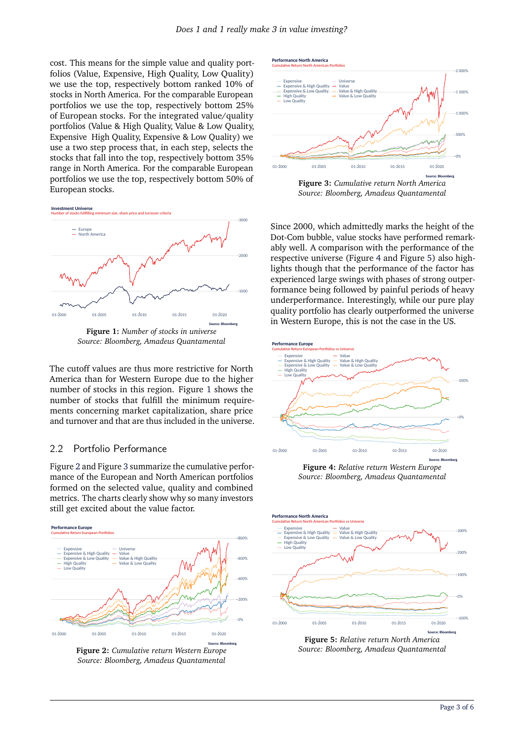cost. This means for the simple value and quality portfolios (Value, Expensive, High Quality, Low Quality) we use the top, respectively bottom ranked 10% of stocks in North America. For the comparable European portfolios we use the top, respectively bottom 25% of European stocks. For the integrated value/quality portfolios (Value & High Quality, Value & Low Quality, Expensive High Quality, Expensive & Low Quality) we use a two step process that, in each step, selects the stocks that fall into the top, respectively bottom 35% range in North America. For the comparable European portfolios we use the top, respectively bottom 50% of European stocks.

**Figure 1:** *Number of stocks in universe*
*Source: Bloomberg, Amadeus Quantamental*

The cutoff values are thus more restrictive for North America than for Western Europe due to the higher number of stocks in this region. Figure 1 shows the number of stocks that fulfill the minimum requirements concerning market capitalization, share price and turnover and that are thus included in the universe.

## 2.2 Portfolio Performance

Figure 2 and Figure 3 summarize the cumulative performance of the European and North American portfolios formed on the selected value, quality and combined metrics. The charts clearly show why so many investors still get excited about the value factor.

**Figure 2:** *Cumulative return Western Europe*
*Source: Bloomberg, Amadeus Quantamental*

**Figure 3:** *Cumulative return North America*
*Source: Bloomberg, Amadeus Quantamental*

Since 2000, which admittedly marks the height of the Dot-Com bubble, value stocks have performed remarkably well. A comparison with the performance of the respective universe (Figure 4 and Figure 5) also highlights though that the performance of the factor has experienced large swings with phases of strong outperformance being followed by painful periods of heavy underperformance. Interestingly, while our pure play quality portfolio has clearly outperformed the universe in Western Europe, this is not the case in the US.

**Figure 4:** *Relative return Western Europe*
*Source: Bloomberg, Amadeus Quantamental*

**Figure 5:** *Relative return North America*
*Source: Bloomberg, Amadeus Quantamental*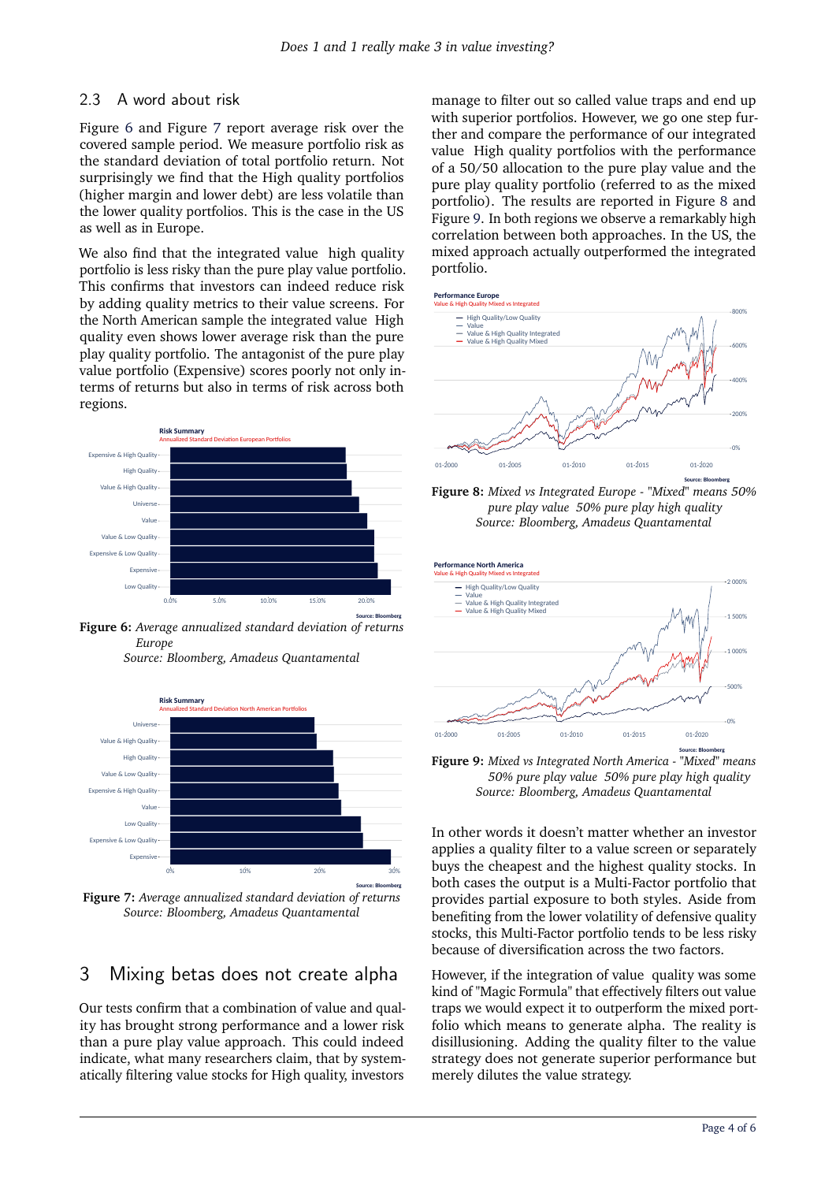## 2.3 A word about risk

Figure 6 and Figure 7 report average risk over the covered sample period. We measure portfolio risk as the standard deviation of total portfolio return. Not surprisingly we find that the High quality portfolios (higher margin and lower debt) are less volatile than the lower quality portfolios. This is the case in the US as well as in Europe.

We also find that the integrated value high quality portfolio is less risky than the pure play value portfolio. This confirms that investors can indeed reduce risk by adding quality metrics to their value screens. For the North American sample the integrated value High quality even shows lower average risk than the pure play quality portfolio. The antagonist of the pure play value portfolio (Expensive) scores poorly not only in-terms of returns but also in terms of risk across both regions.

**Figure 6:** *Average annualized standard deviation of returns Europe*
*Source: Bloomberg, Amadeus Quantamental*

**Figure 7:** *Average annualized standard deviation of returns*
*Source: Bloomberg, Amadeus Quantamental*

# 3 Mixing betas does not create alpha

Our tests confirm that a combination of value and quality has brought strong performance and a lower risk than a pure play value approach. This could indeed indicate, what many researchers claim, that by systematically filtering value stocks for High quality, investors manage to filter out so called value traps and end up with superior portfolios. However, we go one step further and compare the performance of our integrated value High quality portfolios with the performance of a 50/50 allocation to the pure play value and the pure play quality portfolio (referred to as the mixed portfolio). The results are reported in Figure 8 and Figure 9. In both regions we observe a remarkably high correlation between both approaches. In the US, the mixed approach actually outperformed the integrated portfolio.

**Figure 8:** *Mixed vs Integrated Europe - "Mixed" means 50% pure play value 50% pure play high quality*
*Source: Bloomberg, Amadeus Quantamental*

**Figure 9:** *Mixed vs Integrated North America - "Mixed" means 50% pure play value 50% pure play high quality*
*Source: Bloomberg, Amadeus Quantamental*

In other words it doesn't matter whether an investor applies a quality filter to a value screen or separately buys the cheapest and the highest quality stocks. In both cases the output is a Multi-Factor portfolio that provides partial exposure to both styles. Aside from benefiting from the lower volatility of defensive quality stocks, this Multi-Factor portfolio tends to be less risky because of diversification across the two factors.

However, if the integration of value quality was some kind of "Magic Formula" that effectively filters out value traps we would expect it to outperform the mixed portfolio which means to generate alpha. The reality is disillusioning. Adding the quality filter to the value strategy does not generate superior performance but merely dilutes the value strategy.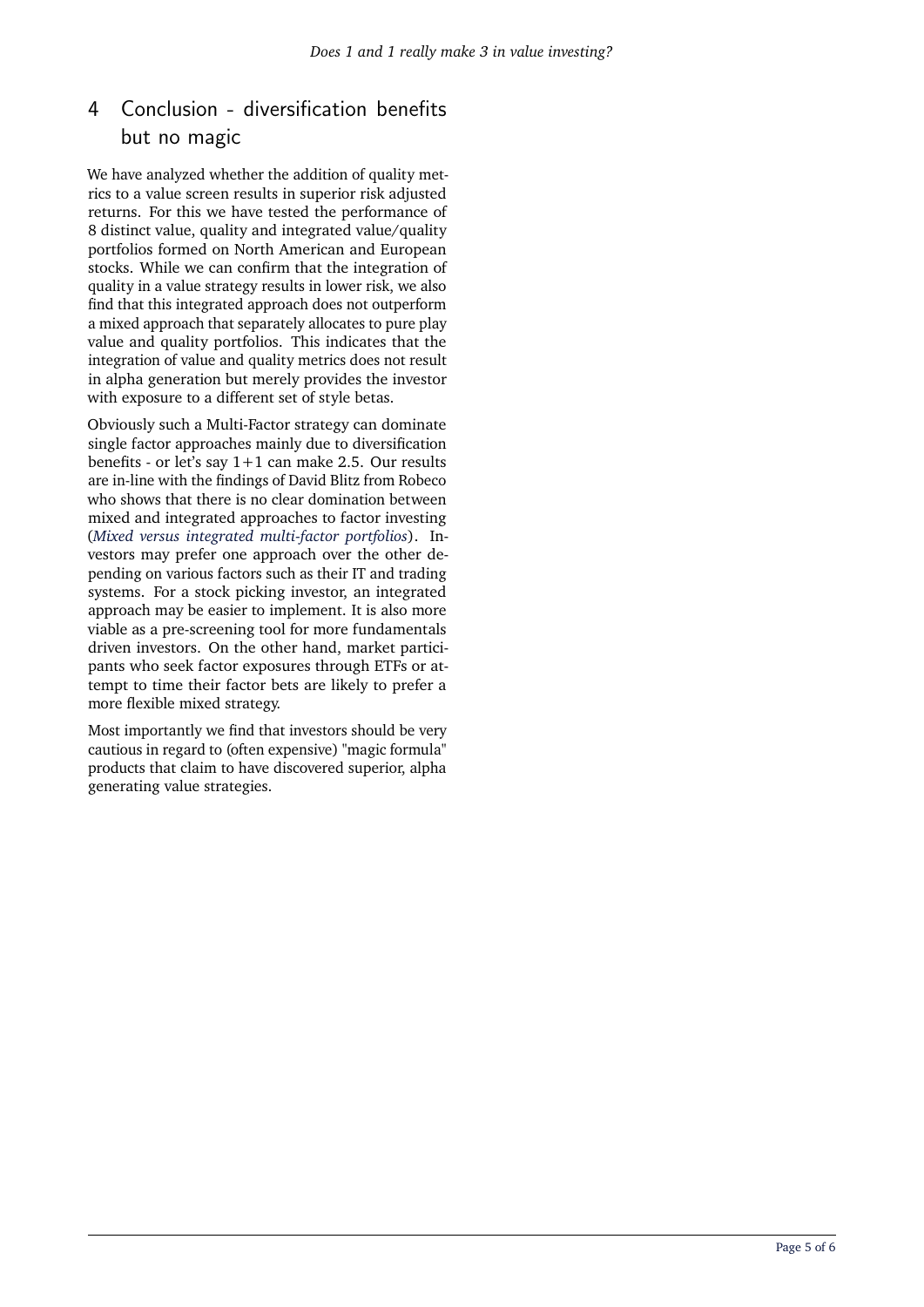## 4 Conclusion - diversification benefits but no magic

We have analyzed whether the addition of quality metrics to a value screen results in superior risk adjusted returns. For this we have tested the performance of 8 distinct value, quality and integrated value/quality portfolios formed on North American and European stocks. While we can confirm that the integration of quality in a value strategy results in lower risk, we also find that this integrated approach does not outperform a mixed approach that separately allocates to pure play value and quality portfolios. This indicates that the integration of value and quality metrics does not result in alpha generation but merely provides the investor with exposure to a different set of style betas.

Obviously such a Multi-Factor strategy can dominate single factor approaches mainly due to diversification benefits - or let's say 1+1 can make 2.5. Our results are in-line with the findings of David Blitz from Robeco who shows that there is no clear domination between mixed and integrated approaches to factor investing (*Mixed versus integrated multi-factor portfolios*). Investors may prefer one approach over the other depending on various factors such as their IT and trading systems. For a stock picking investor, an integrated approach may be easier to implement. It is also more viable as a pre-screening tool for more fundamentals driven investors. On the other hand, market participants who seek factor exposures through ETFs or attempt to time their factor bets are likely to prefer a more flexible mixed strategy.

Most importantly we find that investors should be very cautious in regard to (often expensive) "magic formula" products that claim to have discovered superior, alpha generating value strategies.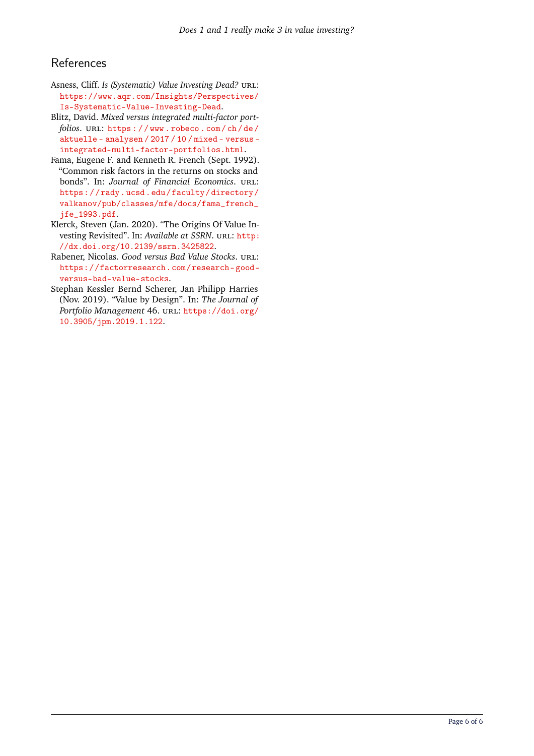## References

Asness, Cliff. *Is (Systematic) Value Investing Dead?* URL: https://www.aqr.com/Insights/Perspectives/Is-Systematic-Value-Investing-Dead.

Blitz, David. *Mixed versus integrated multi-factor portfolios*. URL: https://www.robeco.com/ch/de/aktuelle-analysen/2017/10/mixed-versus-integrated-multi-factor-portfolios.html.

Fama, Eugene F. and Kenneth R. French (Sept. 1992). "Common risk factors in the returns on stocks and bonds". In: *Journal of Financial Economics*. URL: https://rady.ucsd.edu/faculty/directory/valkanov/pub/classes/mfe/docs/fama_french_jfe_1993.pdf.

Klerck, Steven (Jan. 2020). "The Origins Of Value Investing Revisited". In: *Available at SSRN*. URL: http://dx.doi.org/10.2139/ssrn.3425822.

Rabener, Nicolas. *Good versus Bad Value Stocks*. URL: https://factorresearch.com/research-good-versus-bad-value-stocks.

Stephan Kessler Bernd Scherer, Jan Philipp Harries (Nov. 2019). "Value by Design". In: *The Journal of Portfolio Management* 46. URL: https://doi.org/10.3905/jpm.2019.1.122.